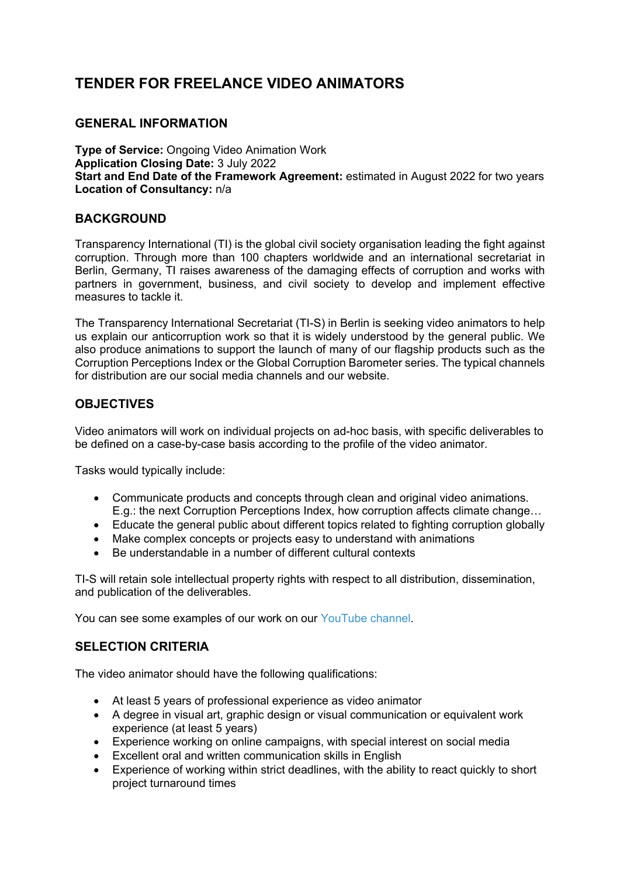# TENDER FOR FREELANCE VIDEO ANIMATORS

## GENERAL INFORMATION

**Type of Service:** Ongoing Video Animation Work
**Application Closing Date:** 3 July 2022
**Start and End Date of the Framework Agreement:** estimated in August 2022 for two years
**Location of Consultancy:** n/a

## BACKGROUND

Transparency International (TI) is the global civil society organisation leading the fight against corruption. Through more than 100 chapters worldwide and an international secretariat in Berlin, Germany, TI raises awareness of the damaging effects of corruption and works with partners in government, business, and civil society to develop and implement effective measures to tackle it.

The Transparency International Secretariat (TI-S) in Berlin is seeking video animators to help us explain our anticorruption work so that it is widely understood by the general public. We also produce animations to support the launch of many of our flagship products such as the Corruption Perceptions Index or the Global Corruption Barometer series. The typical channels for distribution are our social media channels and our website.

## OBJECTIVES

Video animators will work on individual projects on ad-hoc basis, with specific deliverables to be defined on a case-by-case basis according to the profile of the video animator.

Tasks would typically include:

- Communicate products and concepts through clean and original video animations. E.g.: the next Corruption Perceptions Index, how corruption affects climate change…
- Educate the general public about different topics related to fighting corruption globally
- Make complex concepts or projects easy to understand with animations
- Be understandable in a number of different cultural contexts

TI-S will retain sole intellectual property rights with respect to all distribution, dissemination, and publication of the deliverables.

You can see some examples of our work on our YouTube channel.

## SELECTION CRITERIA

The video animator should have the following qualifications:

- At least 5 years of professional experience as video animator
- A degree in visual art, graphic design or visual communication or equivalent work experience (at least 5 years)
- Experience working on online campaigns, with special interest on social media
- Excellent oral and written communication skills in English
- Experience of working within strict deadlines, with the ability to react quickly to short project turnaround times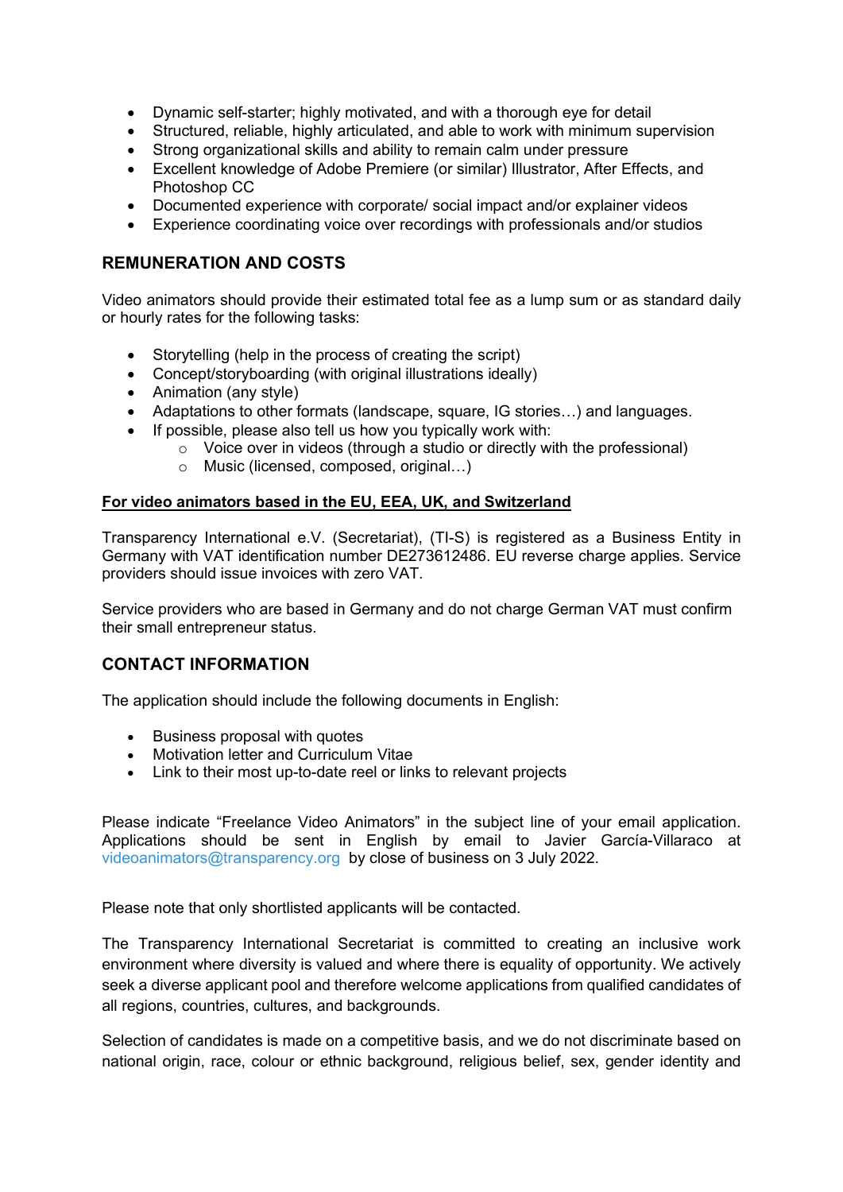- Dynamic self-starter; highly motivated, and with a thorough eye for detail
- Structured, reliable, highly articulated, and able to work with minimum supervision
- Strong organizational skills and ability to remain calm under pressure
- Excellent knowledge of Adobe Premiere (or similar) Illustrator, After Effects, and Photoshop CC
- Documented experience with corporate/ social impact and/or explainer videos
- Experience coordinating voice over recordings with professionals and/or studios

## REMUNERATION AND COSTS

Video animators should provide their estimated total fee as a lump sum or as standard daily or hourly rates for the following tasks:

- Storytelling (help in the process of creating the script)
- Concept/storyboarding (with original illustrations ideally)
- Animation (any style)
- Adaptations to other formats (landscape, square, IG stories…) and languages.
- If possible, please also tell us how you typically work with:
  - Voice over in videos (through a studio or directly with the professional)
  - Music (licensed, composed, original…)

**For video animators based in the EU, EEA, UK, and Switzerland**

Transparency International e.V. (Secretariat), (TI-S) is registered as a Business Entity in Germany with VAT identification number DE273612486. EU reverse charge applies. Service providers should issue invoices with zero VAT.

Service providers who are based in Germany and do not charge German VAT must confirm their small entrepreneur status.

## CONTACT INFORMATION

The application should include the following documents in English:

- Business proposal with quotes
- Motivation letter and Curriculum Vitae
- Link to their most up-to-date reel or links to relevant projects

Please indicate "Freelance Video Animators" in the subject line of your email application. Applications should be sent in English by email to Javier García-Villaraco at videoanimators@transparency.org by close of business on 3 July 2022.

Please note that only shortlisted applicants will be contacted.

The Transparency International Secretariat is committed to creating an inclusive work environment where diversity is valued and where there is equality of opportunity. We actively seek a diverse applicant pool and therefore welcome applications from qualified candidates of all regions, countries, cultures, and backgrounds.

Selection of candidates is made on a competitive basis, and we do not discriminate based on national origin, race, colour or ethnic background, religious belief, sex, gender identity and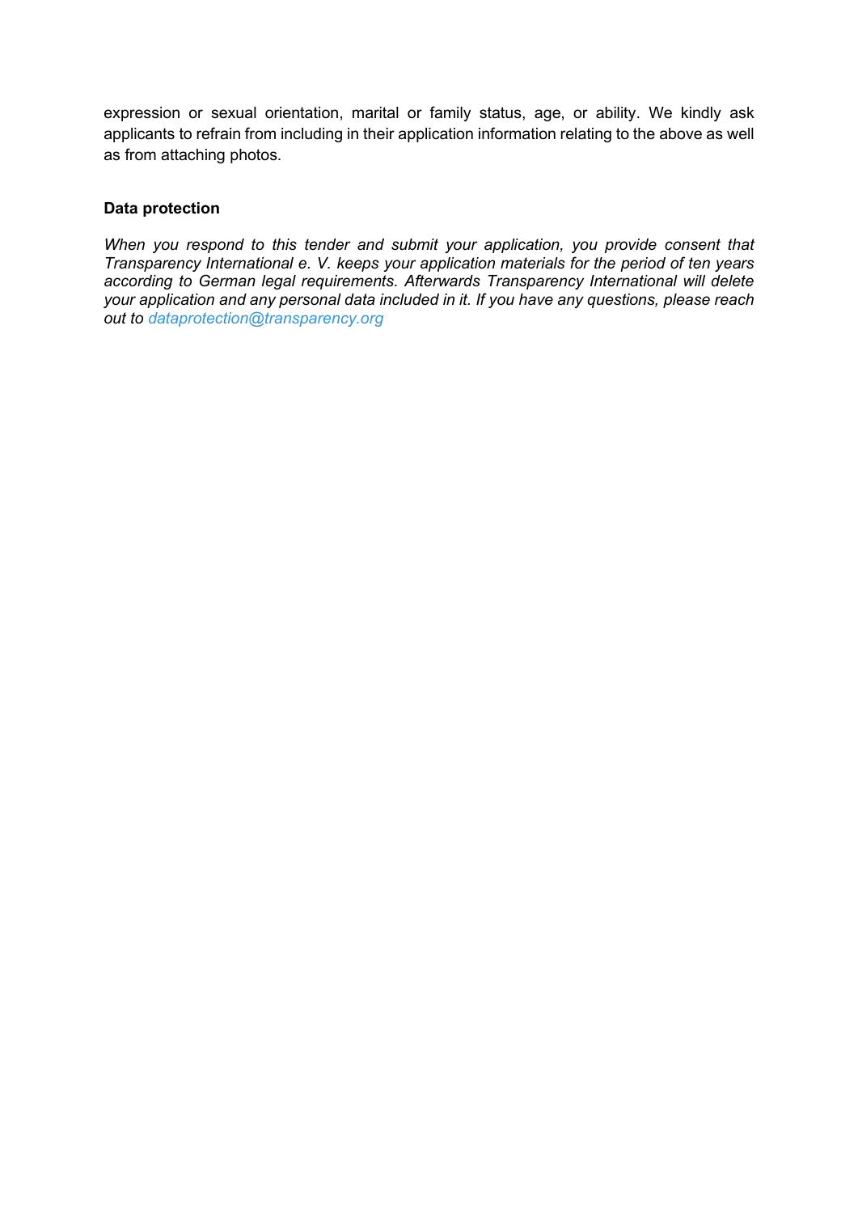expression or sexual orientation, marital or family status, age, or ability. We kindly ask applicants to refrain from including in their application information relating to the above as well as from attaching photos.

**Data protection**

*When you respond to this tender and submit your application, you provide consent that Transparency International e. V. keeps your application materials for the period of ten years according to German legal requirements. Afterwards Transparency International will delete your application and any personal data included in it. If you have any questions, please reach out to dataprotection@transparency.org*